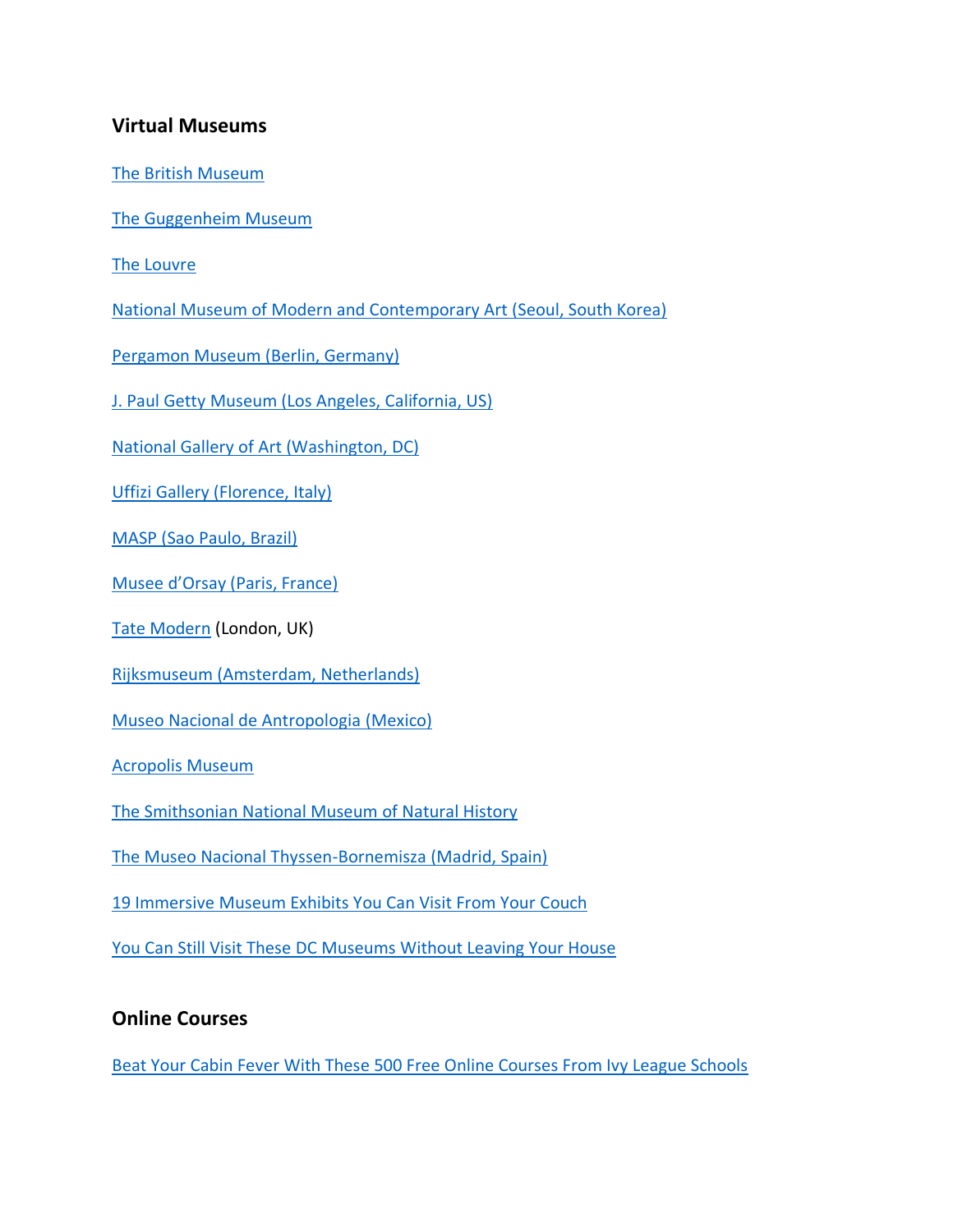## Virtual Museums

The British Museum

The Guggenheim Museum

The Louvre

National Museum of Modern and Contemporary Art (Seoul, South Korea)

Pergamon Museum (Berlin, Germany)

J. Paul Getty Museum (Los Angeles, California, US)

National Gallery of Art (Washington, DC)

Uffizi Gallery (Florence, Italy)

MASP (Sao Paulo, Brazil)

Musee d'Orsay (Paris, France)

Tate Modern (London, UK)

Rijksmuseum (Amsterdam, Netherlands)

Museo Nacional de Antropologia (Mexico)

Acropolis Museum

The Smithsonian National Museum of Natural History

The Museo Nacional Thyssen-Bornemisza (Madrid, Spain)

19 Immersive Museum Exhibits You Can Visit From Your Couch

You Can Still Visit These DC Museums Without Leaving Your House

## Online Courses

Beat Your Cabin Fever With These 500 Free Online Courses From Ivy League Schools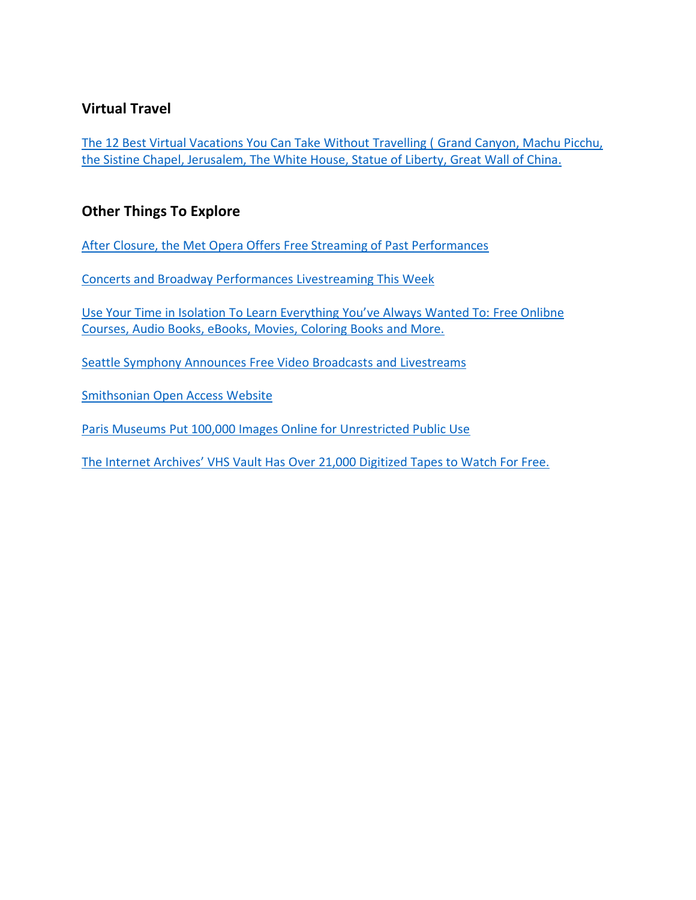## Virtual Travel

The 12 Best Virtual Vacations You Can Take Without Travelling ( Grand Canyon, Machu Picchu, the Sistine Chapel, Jerusalem, The White House, Statue of Liberty, Great Wall of China.

## Other Things To Explore

After Closure, the Met Opera Offers Free Streaming of Past Performances

Concerts and Broadway Performances Livestreaming This Week

Use Your Time in Isolation To Learn Everything You've Always Wanted To: Free Onlibne Courses, Audio Books, eBooks, Movies, Coloring Books and More.

Seattle Symphony Announces Free Video Broadcasts and Livestreams

Smithsonian Open Access Website

Paris Museums Put 100,000 Images Online for Unrestricted Public Use

The Internet Archives' VHS Vault Has Over 21,000 Digitized Tapes to Watch For Free.